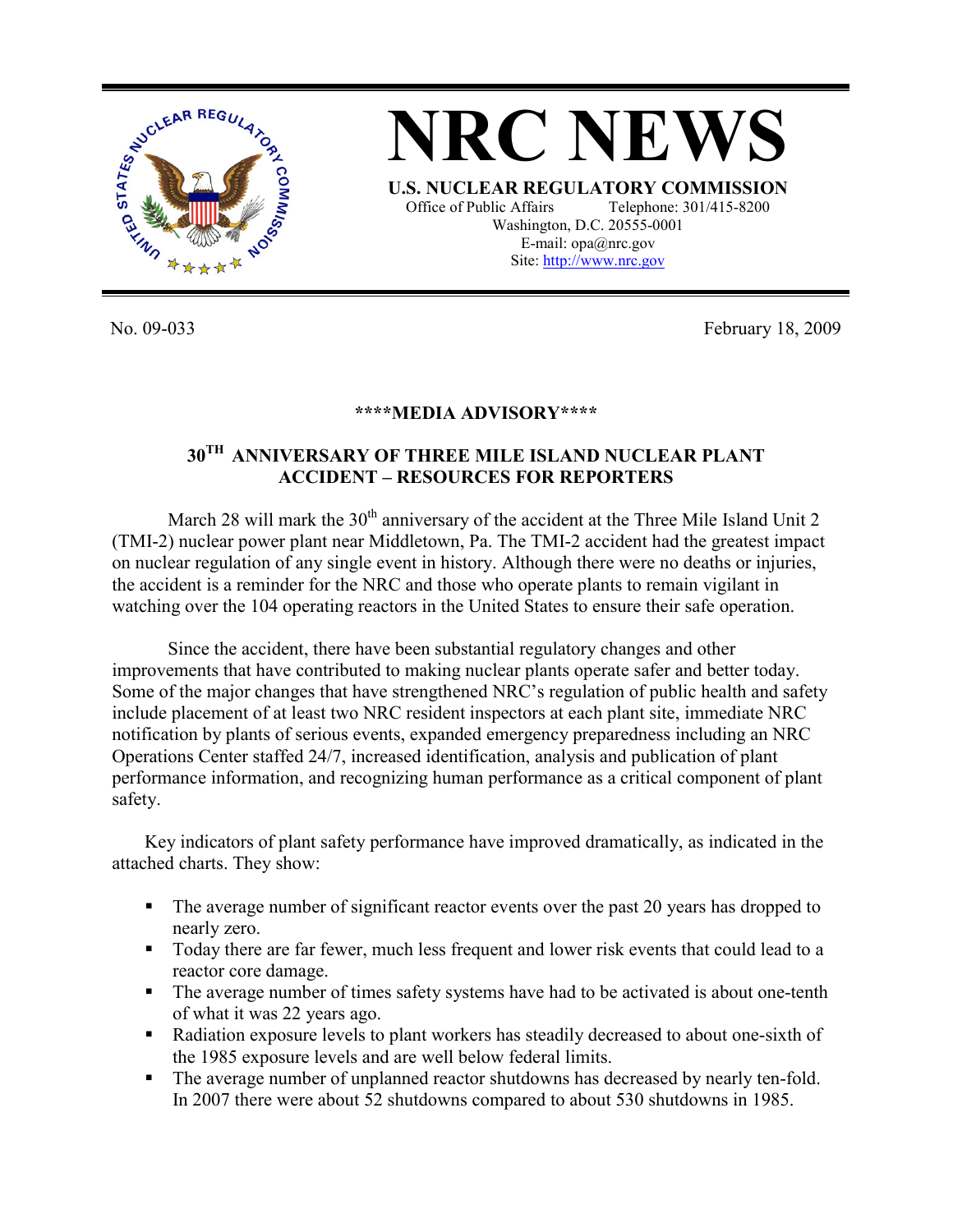# NRC NEWS

**U.S. NUCLEAR REGULATORY COMMISSION**

Office of Public Affairs Telephone: 301/415-8200
Washington, D.C. 20555-0001
E-mail: opa@nrc.gov
Site: http://www.nrc.gov

No. 09-033 February 18, 2009

**\*\*\*\*MEDIA ADVISORY\*\*\*\***

## 30TH ANNIVERSARY OF THREE MILE ISLAND NUCLEAR PLANT ACCIDENT – RESOURCES FOR REPORTERS

March 28 will mark the 30th anniversary of the accident at the Three Mile Island Unit 2 (TMI-2) nuclear power plant near Middletown, Pa. The TMI-2 accident had the greatest impact on nuclear regulation of any single event in history. Although there were no deaths or injuries, the accident is a reminder for the NRC and those who operate plants to remain vigilant in watching over the 104 operating reactors in the United States to ensure their safe operation.

Since the accident, there have been substantial regulatory changes and other improvements that have contributed to making nuclear plants operate safer and better today. Some of the major changes that have strengthened NRC's regulation of public health and safety include placement of at least two NRC resident inspectors at each plant site, immediate NRC notification by plants of serious events, expanded emergency preparedness including an NRC Operations Center staffed 24/7, increased identification, analysis and publication of plant performance information, and recognizing human performance as a critical component of plant safety.

Key indicators of plant safety performance have improved dramatically, as indicated in the attached charts. They show:

- The average number of significant reactor events over the past 20 years has dropped to nearly zero.
- Today there are far fewer, much less frequent and lower risk events that could lead to a reactor core damage.
- The average number of times safety systems have had to be activated is about one-tenth of what it was 22 years ago.
- Radiation exposure levels to plant workers has steadily decreased to about one-sixth of the 1985 exposure levels and are well below federal limits.
- The average number of unplanned reactor shutdowns has decreased by nearly ten-fold. In 2007 there were about 52 shutdowns compared to about 530 shutdowns in 1985.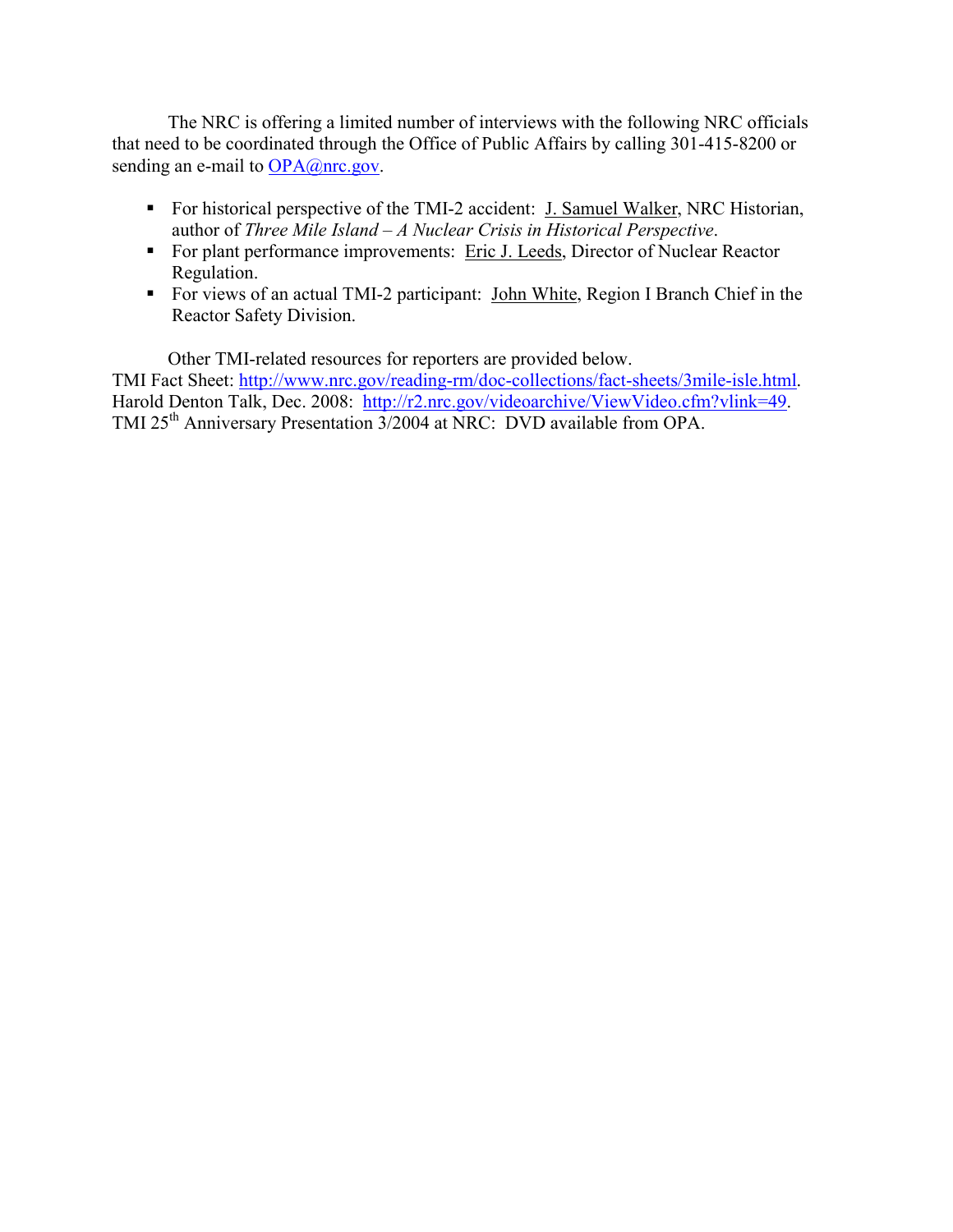The NRC is offering a limited number of interviews with the following NRC officials that need to be coordinated through the Office of Public Affairs by calling 301-415-8200 or sending an e-mail to OPA@nrc.gov.

- For historical perspective of the TMI-2 accident: J. Samuel Walker, NRC Historian, author of *Three Mile Island – A Nuclear Crisis in Historical Perspective*.
- For plant performance improvements: Eric J. Leeds, Director of Nuclear Reactor Regulation.
- For views of an actual TMI-2 participant: John White, Region I Branch Chief in the Reactor Safety Division.

Other TMI-related resources for reporters are provided below.
TMI Fact Sheet: http://www.nrc.gov/reading-rm/doc-collections/fact-sheets/3mile-isle.html.
Harold Denton Talk, Dec. 2008: http://r2.nrc.gov/videoarchive/ViewVideo.cfm?vlink=49.
TMI 25th Anniversary Presentation 3/2004 at NRC: DVD available from OPA.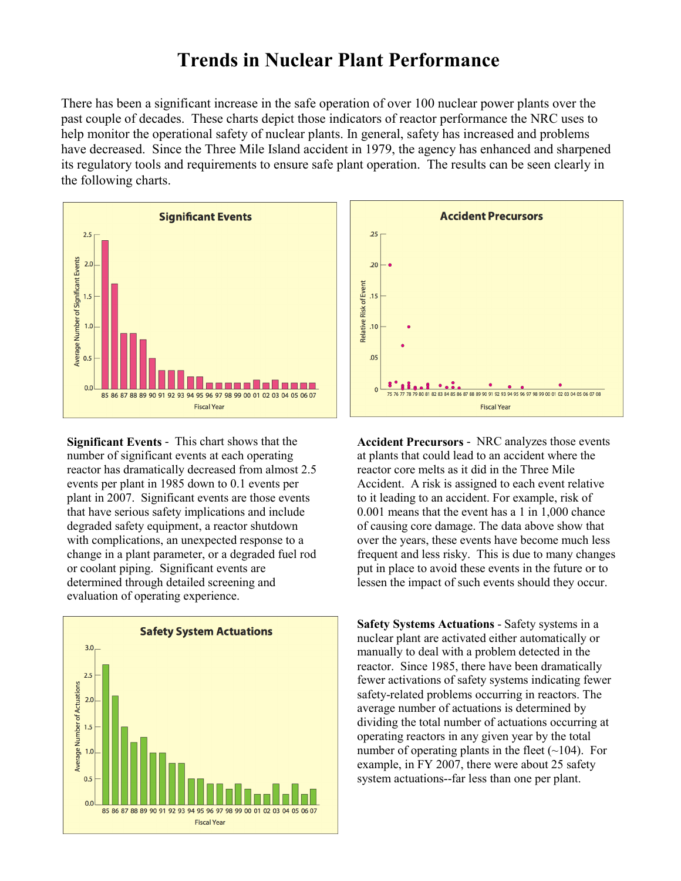# Trends in Nuclear Plant Performance

There has been a significant increase in the safe operation of over 100 nuclear power plants over the past couple of decades. These charts depict those indicators of reactor performance the NRC uses to help monitor the operational safety of nuclear plants. In general, safety has increased and problems have decreased. Since the Three Mile Island accident in 1979, the agency has enhanced and sharpened its regulatory tools and requirements to ensure safe plant operation. The results can be seen clearly in the following charts.

**Significant Events** - This chart shows that the number of significant events at each operating reactor has dramatically decreased from almost 2.5 events per plant in 1985 down to 0.1 events per plant in 2007. Significant events are those events that have serious safety implications and include degraded safety equipment, a reactor shutdown with complications, an unexpected response to a change in a plant parameter, or a degraded fuel rod or coolant piping. Significant events are determined through detailed screening and evaluation of operating experience.

**Accident Precursors** - NRC analyzes those events at plants that could lead to an accident where the reactor core melts as it did in the Three Mile Accident. A risk is assigned to each event relative to it leading to an accident. For example, risk of 0.001 means that the event has a 1 in 1,000 chance of causing core damage. The data above show that over the years, these events have become much less frequent and less risky. This is due to many changes put in place to avoid these events in the future or to lessen the impact of such events should they occur.

**Safety Systems Actuations** - Safety systems in a nuclear plant are activated either automatically or manually to deal with a problem detected in the reactor. Since 1985, there have been dramatically fewer activations of safety systems indicating fewer safety-related problems occurring in reactors. The average number of actuations is determined by dividing the total number of actuations occurring at operating reactors in any given year by the total number of operating plants in the fleet (~104). For example, in FY 2007, there were about 25 safety system actuations--far less than one per plant.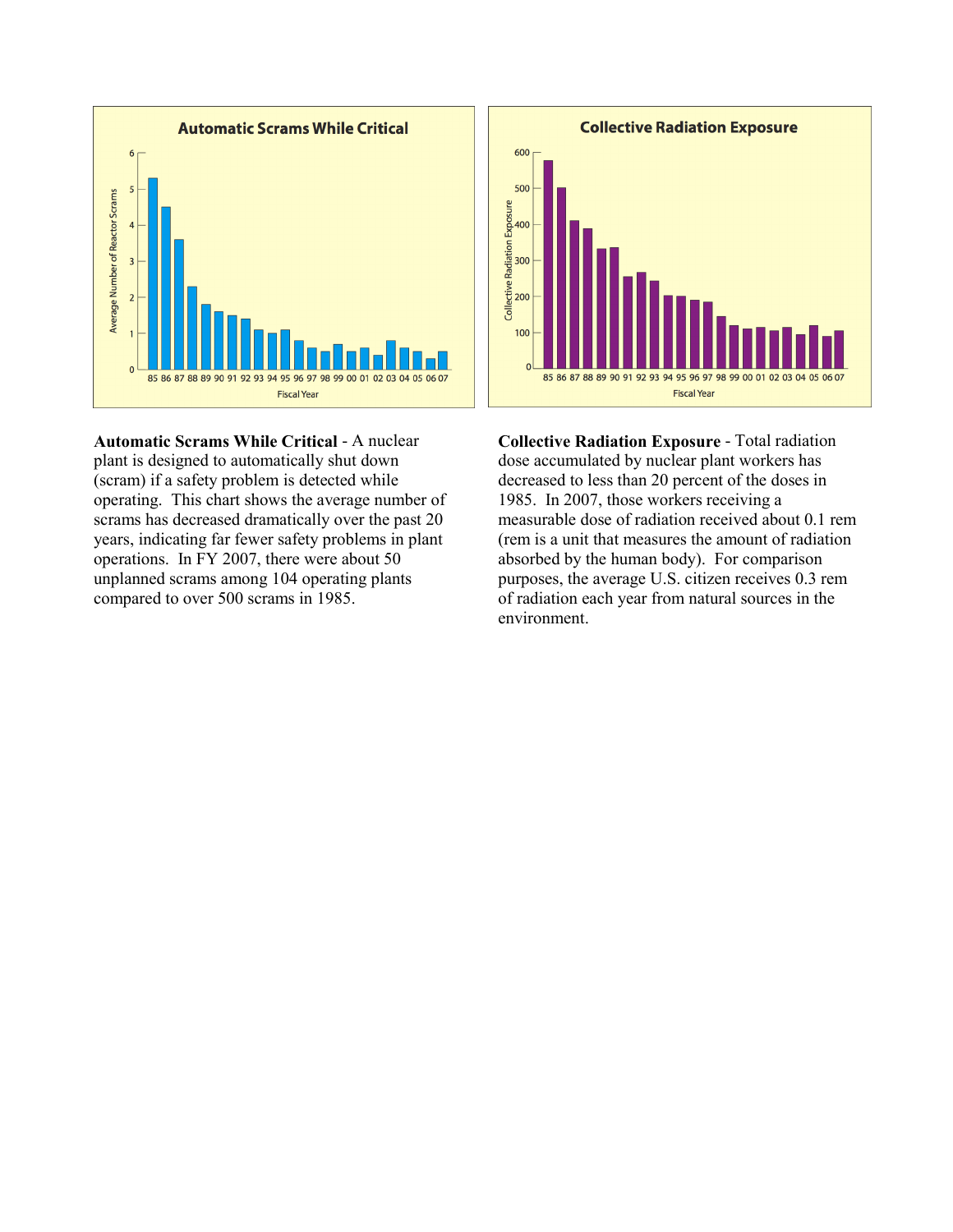Automatic Scrams While Critical

Average Number of Reactor Scrams

6
5
4
3
2
1
0

85 86 87 88 89 90 91 92 93 94 95 96 97 98 99 00 01 02 03 04 05 06 07

Fiscal Year

Collective Radiation Exposure

Collective Radiation Exposure

600
500
400
300
200
100
0

85 86 87 88 89 90 91 92 93 94 95 96 97 98 99 00 01 02 03 04 05 06 07

Fiscal Year

**Automatic Scrams While Critical** - A nuclear plant is designed to automatically shut down (scram) if a safety problem is detected while operating. This chart shows the average number of scrams has decreased dramatically over the past 20 years, indicating far fewer safety problems in plant operations. In FY 2007, there were about 50 unplanned scrams among 104 operating plants compared to over 500 scrams in 1985.

**Collective Radiation Exposure** - Total radiation dose accumulated by nuclear plant workers has decreased to less than 20 percent of the doses in 1985. In 2007, those workers receiving a measurable dose of radiation received about 0.1 rem (rem is a unit that measures the amount of radiation absorbed by the human body). For comparison purposes, the average U.S. citizen receives 0.3 rem of radiation each year from natural sources in the environment.